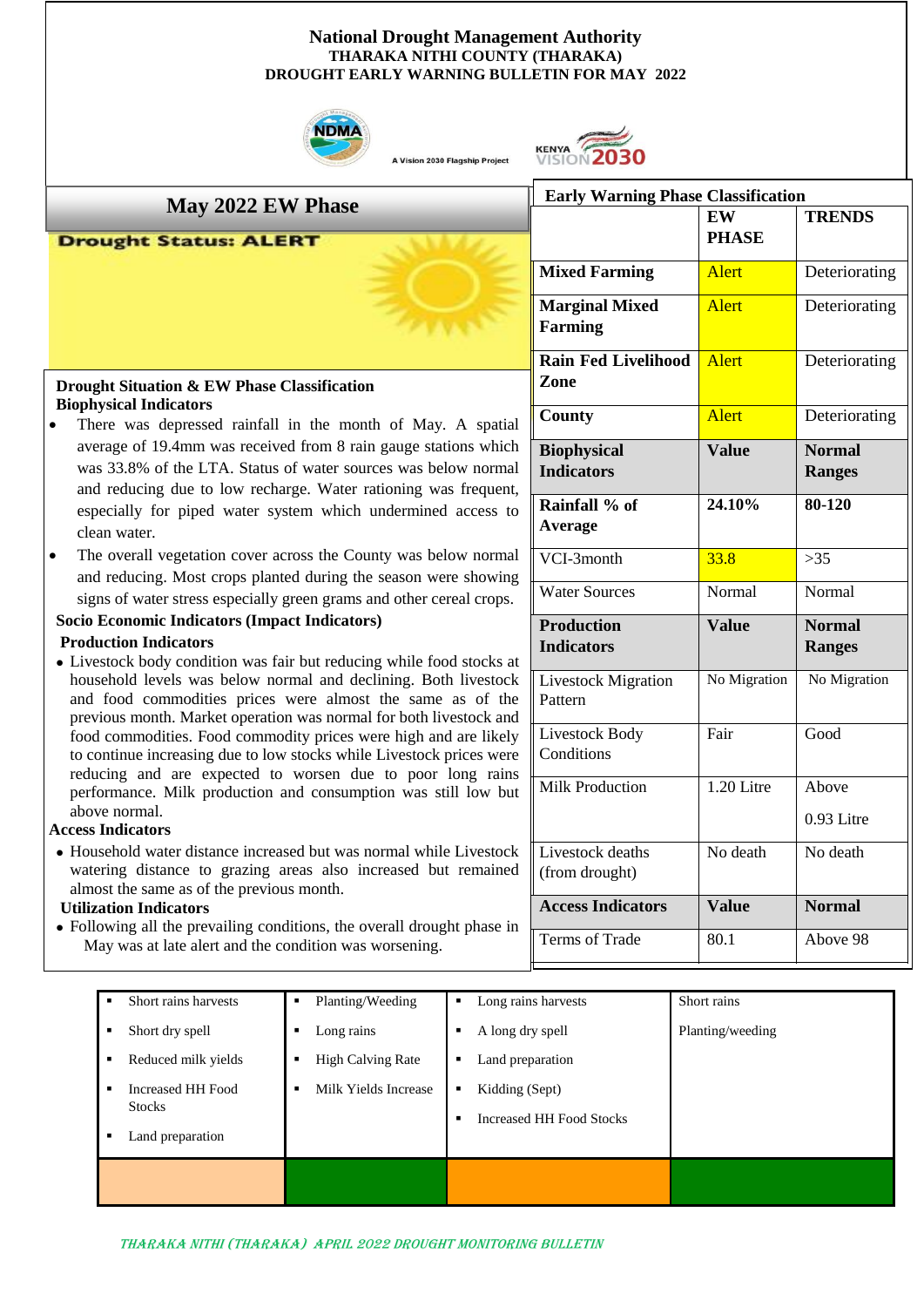# National Drought Management Authority

## THARAKA NITHI COUNTY (THARAKA)

## DROUGHT EARLY WARNING BULLETIN FOR MAY 2022

A Vision 2030 Flagship Project

## May 2022 EW Phase

**Drought Status: ALERT**

### Drought Situation & EW Phase Classification

**Biophysical Indicators**

- There was depressed rainfall in the month of May. A spatial average of 19.4mm was received from 8 rain gauge stations which was 33.8% of the LTA. Status of water sources was below normal and reducing due to low recharge. Water rationing was frequent, especially for piped water system which undermined access to clean water.
- The overall vegetation cover across the County was below normal and reducing. Most crops planted during the season were showing signs of water stress especially green grams and other cereal crops.

**Socio Economic Indicators (Impact Indicators)**

**Production Indicators**

- Livestock body condition was fair but reducing while food stocks at household levels was below normal and declining. Both livestock and food commodities prices were almost the same as of the previous month. Market operation was normal for both livestock and food commodities. Food commodity prices were high and are likely to continue increasing due to low stocks while Livestock prices were reducing and are expected to worsen due to poor long rains performance. Milk production and consumption was still low but above normal.

**Access Indicators**

- Household water distance increased but was normal while Livestock watering distance to grazing areas also increased but remained almost the same as of the previous month.

**Utilization Indicators**

- Following all the prevailing conditions, the overall drought phase in May was at late alert and the condition was worsening.

### Early Warning Phase Classification

| | EW PHASE | TRENDS |
|---|---|---|
| **Mixed Farming** | Alert | Deteriorating |
| **Marginal Mixed Farming** | Alert | Deteriorating |
| **Rain Fed Livelihood Zone** | Alert | Deteriorating |
| **County** | Alert | Deteriorating |
| **Biophysical Indicators** | **Value** | **Normal Ranges** |
| **Rainfall % of Average** | **24.10%** | **80-120** |
| VCI-3month | 33.8 | >35 |
| Water Sources | Normal | Normal |
| **Production Indicators** | **Value** | **Normal Ranges** |
| Livestock Migration Pattern | No Migration | No Migration |
| Livestock Body Conditions | Fair | Good |
| Milk Production | 1.20 Litre | Above 0.93 Litre |
| Livestock deaths (from drought) | No death | No death |
| **Access Indicators** | **Value** | **Normal** |
| Terms of Trade | 80.1 | Above 98 |

| | | | |
|---|---|---|---|
| • Short rains harvests<br>• Short dry spell<br>• Reduced milk yields<br>• Increased HH Food Stocks<br>• Land preparation | • Planting/Weeding<br>• Long rains<br>• High Calving Rate<br>• Milk Yields Increase | • Long rains harvests<br>• A long dry spell<br>• Land preparation<br>• Kidding (Sept)<br>• Increased HH Food Stocks | Short rains<br>Planting/weeding |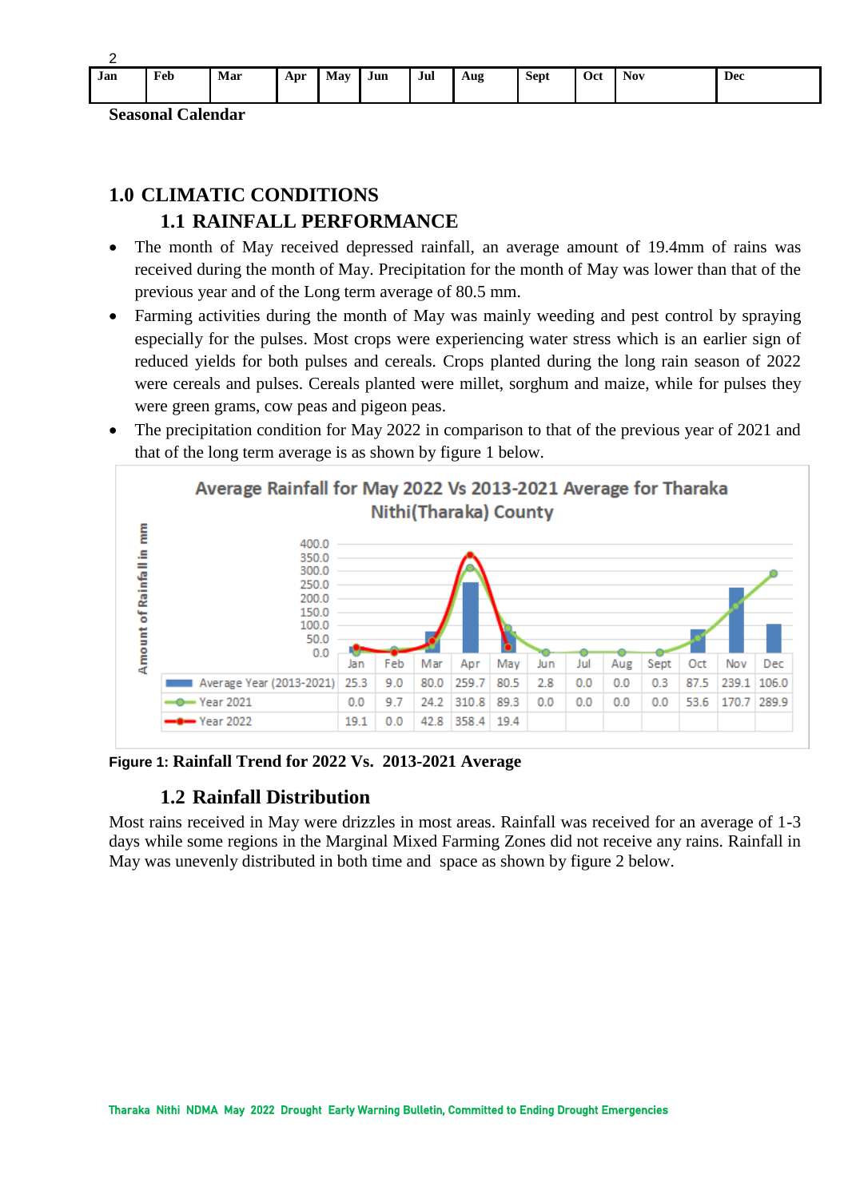| Jan | Feb | Mar | Apr | May | Jun | Jul | Aug | Sept | Oct | Nov | Dec |
|---|---|---|---|---|---|---|---|---|---|---|---|
| | | | | | | | | | | | |

**Seasonal Calendar**

# 1.0 CLIMATIC CONDITIONS

## 1.1 RAINFALL PERFORMANCE

- The month of May received depressed rainfall, an average amount of 19.4mm of rains was received during the month of May. Precipitation for the month of May was lower than that of the previous year and of the Long term average of 80.5 mm.
- Farming activities during the month of May was mainly weeding and pest control by spraying especially for the pulses. Most crops were experiencing water stress which is an earlier sign of reduced yields for both pulses and cereals. Crops planted during the long rain season of 2022 were cereals and pulses. Cereals planted were millet, sorghum and maize, while for pulses they were green grams, cow peas and pigeon peas.
- The precipitation condition for May 2022 in comparison to that of the previous year of 2021 and that of the long term average is as shown by figure 1 below.

**Average Rainfall for May 2022 Vs 2013-2021 Average for Tharaka Nithi(Tharaka) County**

| | Jan | Feb | Mar | Apr | May | Jun | Jul | Aug | Sept | Oct | Nov | Dec |
|---|---|---|---|---|---|---|---|---|---|---|---|---|
| Average Year (2013-2021) | 25.3 | 9.0 | 80.0 | 259.7 | 80.5 | 2.8 | 0.0 | 0.0 | 0.3 | 87.5 | 239.1 | 106.0 |
| Year 2021 | 0.0 | 9.7 | 24.2 | 310.8 | 89.3 | 0.0 | 0.0 | 0.0 | 0.0 | 53.6 | 170.7 | 289.9 |
| Year 2022 | 19.1 | 0.0 | 42.8 | 358.4 | 19.4 | | | | | | | |

**Figure 1: Rainfall Trend for 2022 Vs. 2013-2021 Average**

## 1.2 Rainfall Distribution

Most rains received in May were drizzles in most areas. Rainfall was received for an average of 1-3 days while some regions in the Marginal Mixed Farming Zones did not receive any rains. Rainfall in May was unevenly distributed in both time and space as shown by figure 2 below.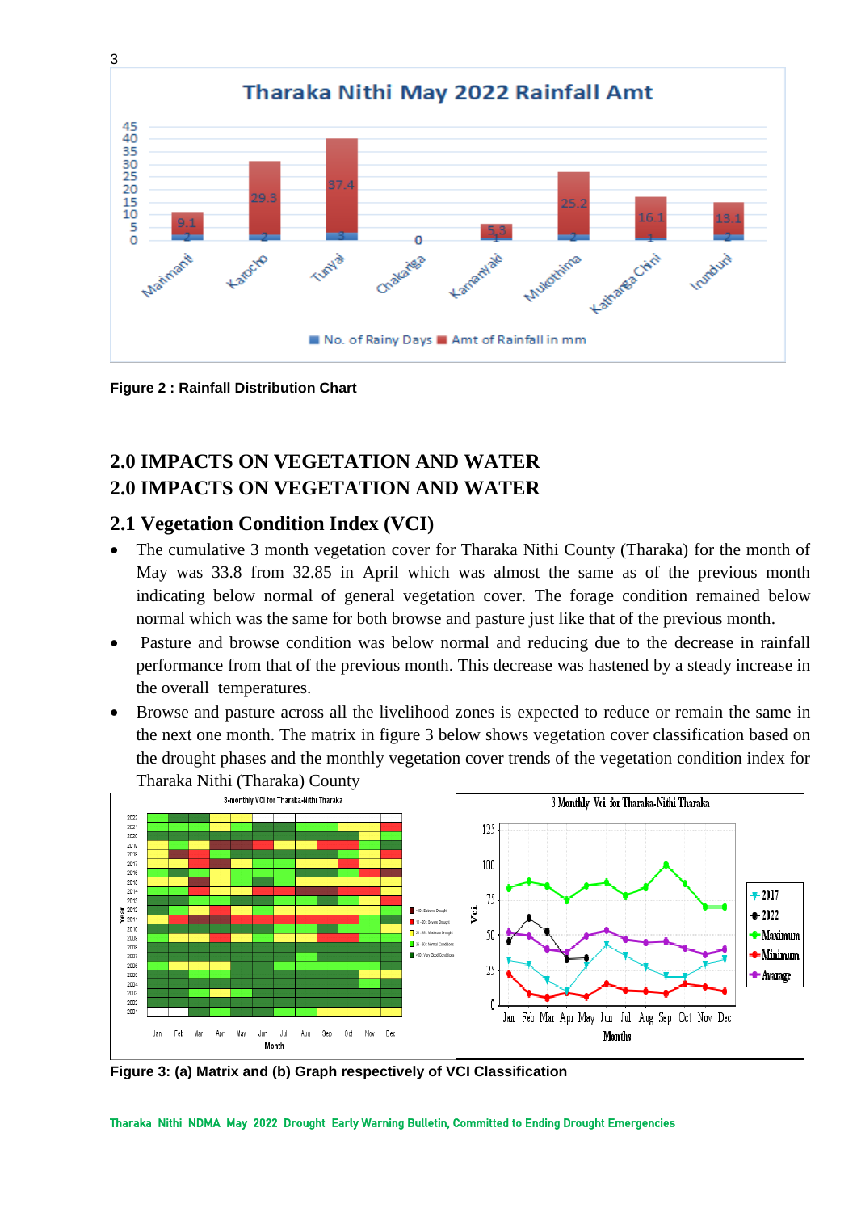Figure 2 : Rainfall Distribution Chart

## 2.0 IMPACTS ON VEGETATION AND WATER
## 2.0 IMPACTS ON VEGETATION AND WATER

### 2.1 Vegetation Condition Index (VCI)

- The cumulative 3 month vegetation cover for Tharaka Nithi County (Tharaka) for the month of May was 33.8 from 32.85 in April which was almost the same as of the previous month indicating below normal of general vegetation cover. The forage condition remained below normal which was the same for both browse and pasture just like that of the previous month.
- Pasture and browse condition was below normal and reducing due to the decrease in rainfall performance from that of the previous month. This decrease was hastened by a steady increase in the overall temperatures.
- Browse and pasture across all the livelihood zones is expected to reduce or remain the same in the next one month. The matrix in figure 3 below shows vegetation cover classification based on the drought phases and the monthly vegetation cover trends of the vegetation condition index for Tharaka Nithi (Tharaka) County

Figure 3: (a) Matrix and (b) Graph respectively of VCI Classification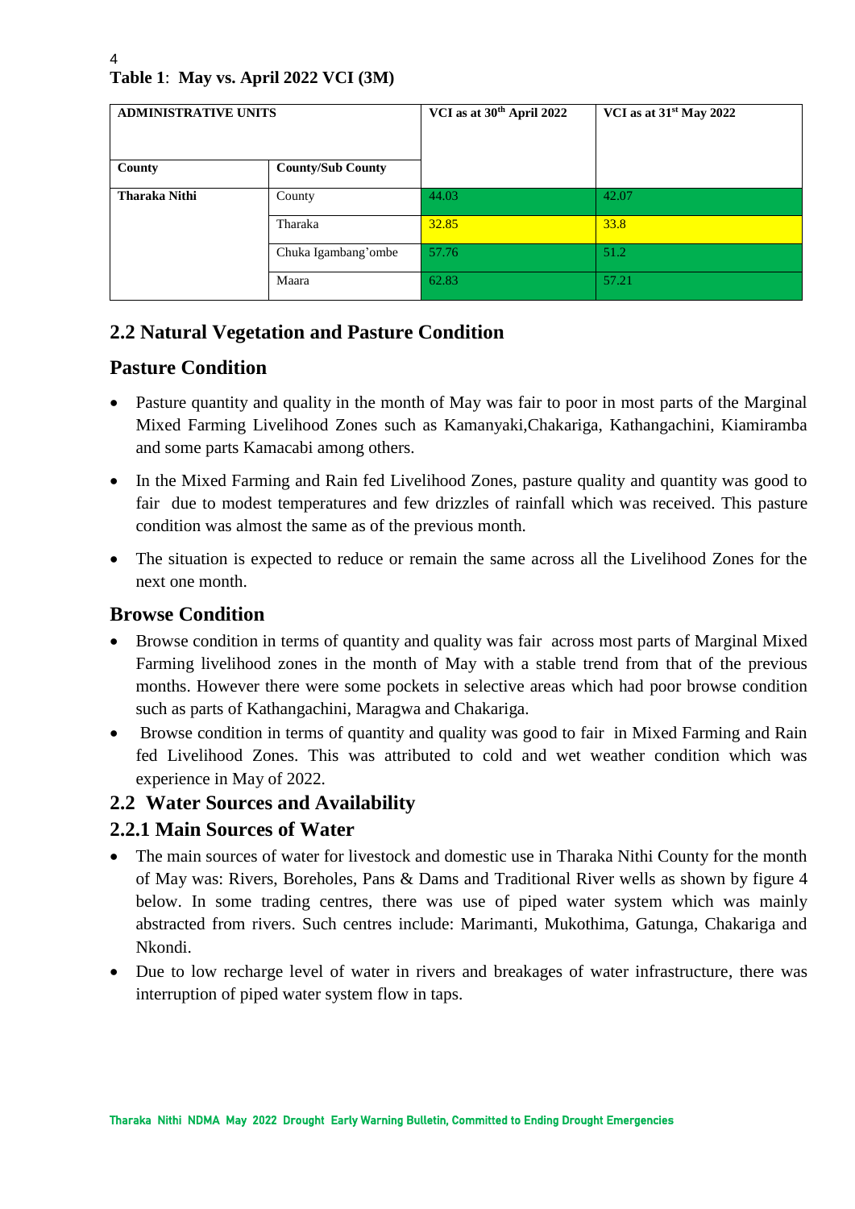**Table 1**: **May vs. April 2022 VCI (3M)**

| ADMINISTRATIVE UNITS | | VCI as at 30th April 2022 | VCI as at 31st May 2022 |
|---|---|---|---|
| **County** | **County/Sub County** | | |
| **Tharaka Nithi** | County | 44.03 | 42.07 |
| | Tharaka | 32.85 | 33.8 |
| | Chuka Igambang'ombe | 57.76 | 51.2 |
| | Maara | 62.83 | 57.21 |

## 2.2 Natural Vegetation and Pasture Condition

### Pasture Condition

- Pasture quantity and quality in the month of May was fair to poor in most parts of the Marginal Mixed Farming Livelihood Zones such as Kamanyaki,Chakariga, Kathangachini, Kiamiramba and some parts Kamacabi among others.
- In the Mixed Farming and Rain fed Livelihood Zones, pasture quality and quantity was good to fair due to modest temperatures and few drizzles of rainfall which was received. This pasture condition was almost the same as of the previous month.
- The situation is expected to reduce or remain the same across all the Livelihood Zones for the next one month.

### Browse Condition

- Browse condition in terms of quantity and quality was fair across most parts of Marginal Mixed Farming livelihood zones in the month of May with a stable trend from that of the previous months. However there were some pockets in selective areas which had poor browse condition such as parts of Kathangachini, Maragwa and Chakariga.
- Browse condition in terms of quantity and quality was good to fair in Mixed Farming and Rain fed Livelihood Zones. This was attributed to cold and wet weather condition which was experience in May of 2022.

## 2.2 Water Sources and Availability

### 2.2.1 Main Sources of Water

- The main sources of water for livestock and domestic use in Tharaka Nithi County for the month of May was: Rivers, Boreholes, Pans & Dams and Traditional River wells as shown by figure 4 below. In some trading centres, there was use of piped water system which was mainly abstracted from rivers. Such centres include: Marimanti, Mukothima, Gatunga, Chakariga and Nkondi.
- Due to low recharge level of water in rivers and breakages of water infrastructure, there was interruption of piped water system flow in taps.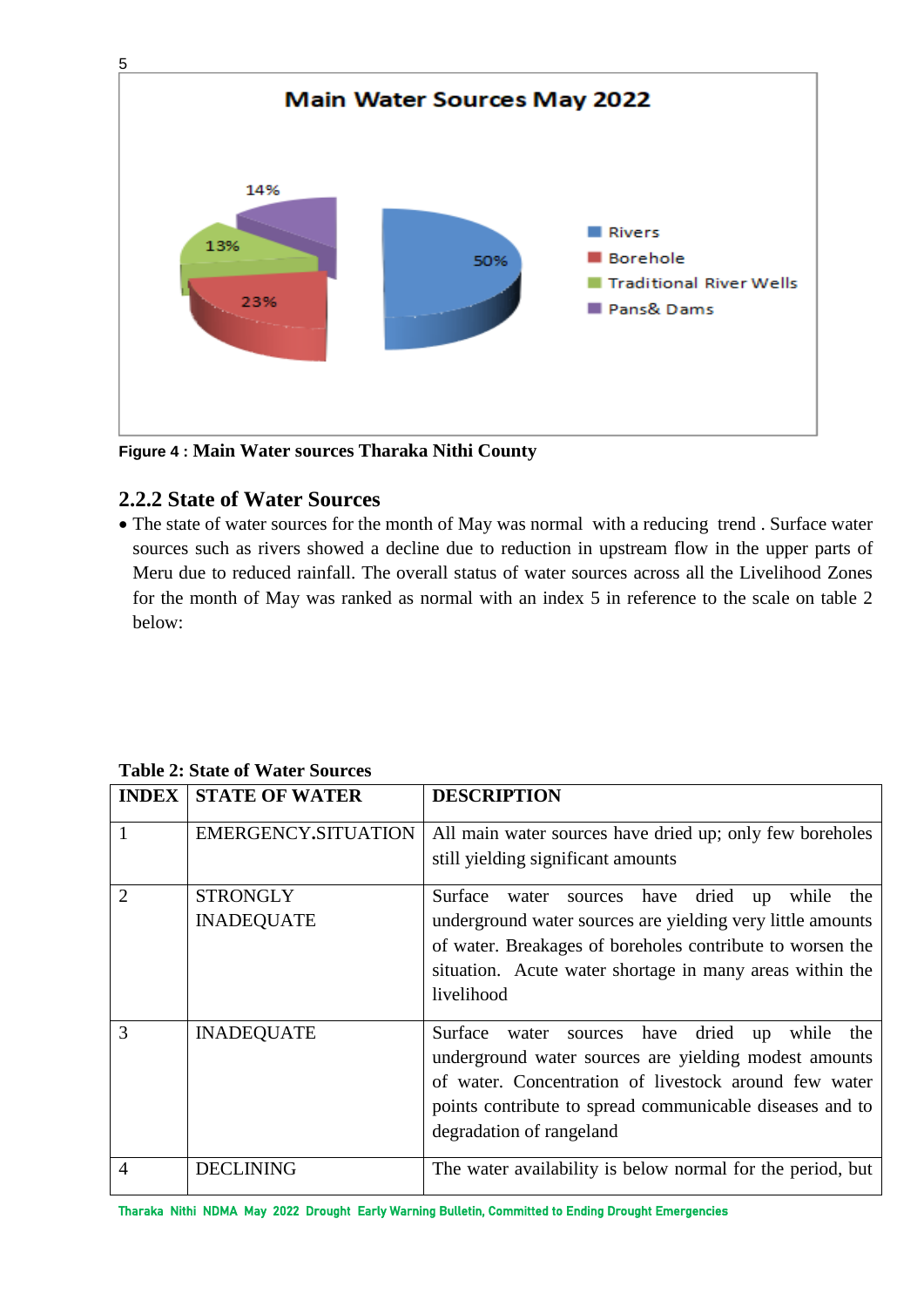**Figure 4 : Main Water sources Tharaka Nithi County**

### 2.2.2 State of Water Sources

- The state of water sources for the month of May was normal with a reducing trend . Surface water sources such as rivers showed a decline due to reduction in upstream flow in the upper parts of Meru due to reduced rainfall. The overall status of water sources across all the Livelihood Zones for the month of May was ranked as normal with an index 5 in reference to the scale on table 2 below:

**Table 2: State of Water Sources**

| INDEX | STATE OF WATER | DESCRIPTION |
|---|---|---|
| 1 | EMERGENCY.SITUATION | All main water sources have dried up; only few boreholes still yielding significant amounts |
| 2 | STRONGLY INADEQUATE | Surface water sources have dried up while the underground water sources are yielding very little amounts of water. Breakages of boreholes contribute to worsen the situation. Acute water shortage in many areas within the livelihood |
| 3 | INADEQUATE | Surface water sources have dried up while the underground water sources are yielding modest amounts of water. Concentration of livestock around few water points contribute to spread communicable diseases and to degradation of rangeland |
| 4 | DECLINING | The water availability is below normal for the period, but |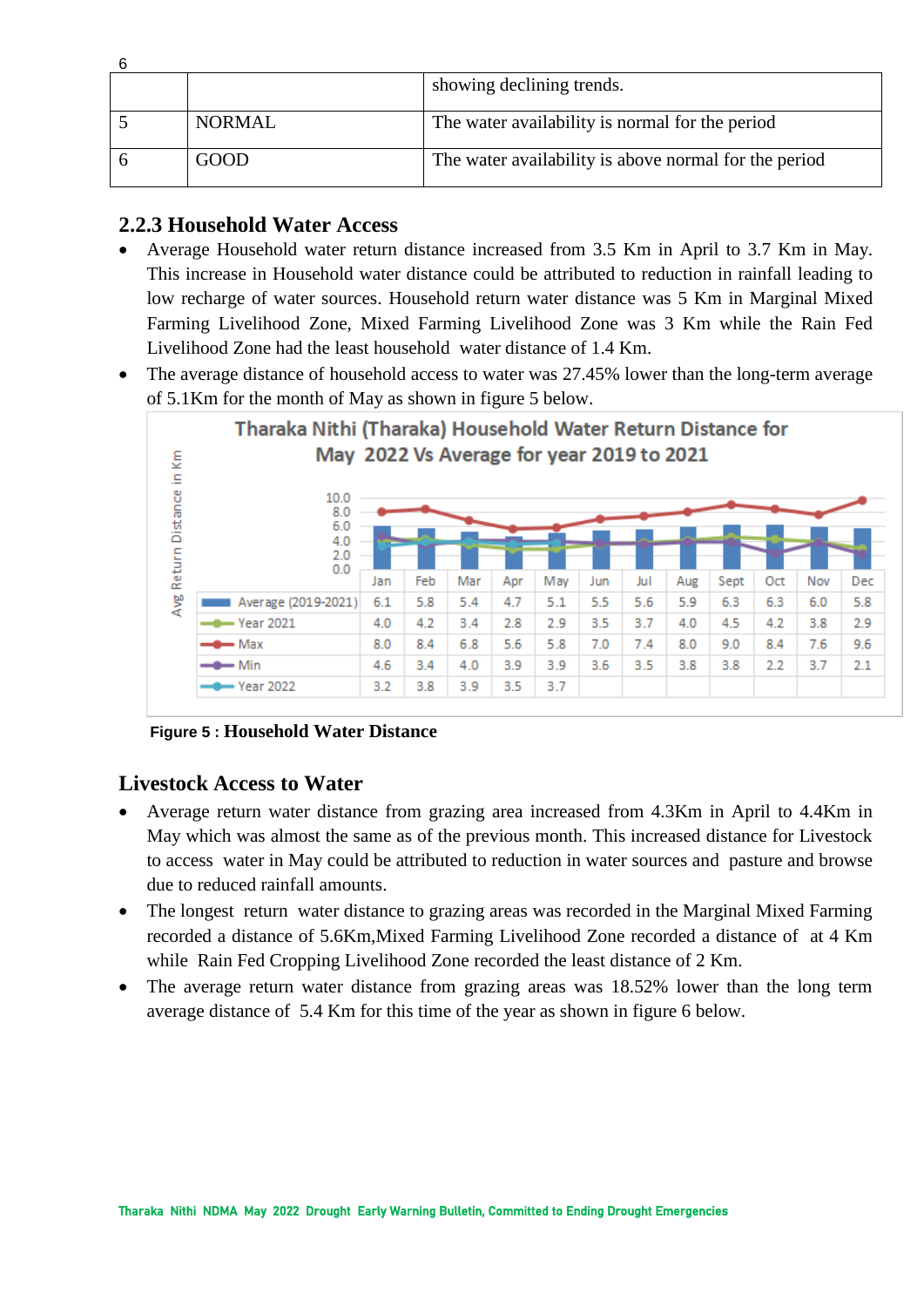| | | showing declining trends. |
|---|---|---|
| 5 | NORMAL | The water availability is normal for the period |
| 6 | GOOD | The water availability is above normal for the period |

### 2.2.3 Household Water Access

- Average Household water return distance increased from 3.5 Km in April to 3.7 Km in May. This increase in Household water distance could be attributed to reduction in rainfall leading to low recharge of water sources. Household return water distance was 5 Km in Marginal Mixed Farming Livelihood Zone, Mixed Farming Livelihood Zone was 3 Km while the Rain Fed Livelihood Zone had the least household water distance of 1.4 Km.
- The average distance of household access to water was 27.45% lower than the long-term average of 5.1Km for the month of May as shown in figure 5 below.

**Tharaka Nithi (Tharaka) Household Water Return Distance for May 2022 Vs Average for year 2019 to 2021**

| | Jan | Feb | Mar | Apr | May | Jun | Jul | Aug | Sept | Oct | Nov | Dec |
|---|---|---|---|---|---|---|---|---|---|---|---|---|
| Average (2019-2021) | 6.1 | 5.8 | 5.4 | 4.7 | 5.1 | 5.5 | 5.6 | 5.9 | 6.3 | 6.3 | 6.0 | 5.8 |
| Year 2021 | 4.0 | 4.2 | 3.4 | 2.8 | 2.9 | 3.5 | 3.7 | 4.0 | 4.5 | 4.2 | 3.8 | 2.9 |
| Max | 8.0 | 8.4 | 6.8 | 5.6 | 5.8 | 7.0 | 7.4 | 8.0 | 9.0 | 8.4 | 7.6 | 9.6 |
| Min | 4.6 | 3.4 | 4.0 | 3.9 | 3.9 | 3.6 | 3.5 | 3.8 | 3.8 | 2.2 | 3.7 | 2.1 |
| Year 2022 | 3.2 | 3.8 | 3.9 | 3.5 | 3.7 | | | | | | | |

**Figure 5 : Household Water Distance**

### Livestock Access to Water

- Average return water distance from grazing area increased from 4.3Km in April to 4.4Km in May which was almost the same as of the previous month. This increased distance for Livestock to access water in May could be attributed to reduction in water sources and pasture and browse due to reduced rainfall amounts.
- The longest return water distance to grazing areas was recorded in the Marginal Mixed Farming recorded a distance of 5.6Km,Mixed Farming Livelihood Zone recorded a distance of at 4 Km while Rain Fed Cropping Livelihood Zone recorded the least distance of 2 Km.
- The average return water distance from grazing areas was 18.52% lower than the long term average distance of 5.4 Km for this time of the year as shown in figure 6 below.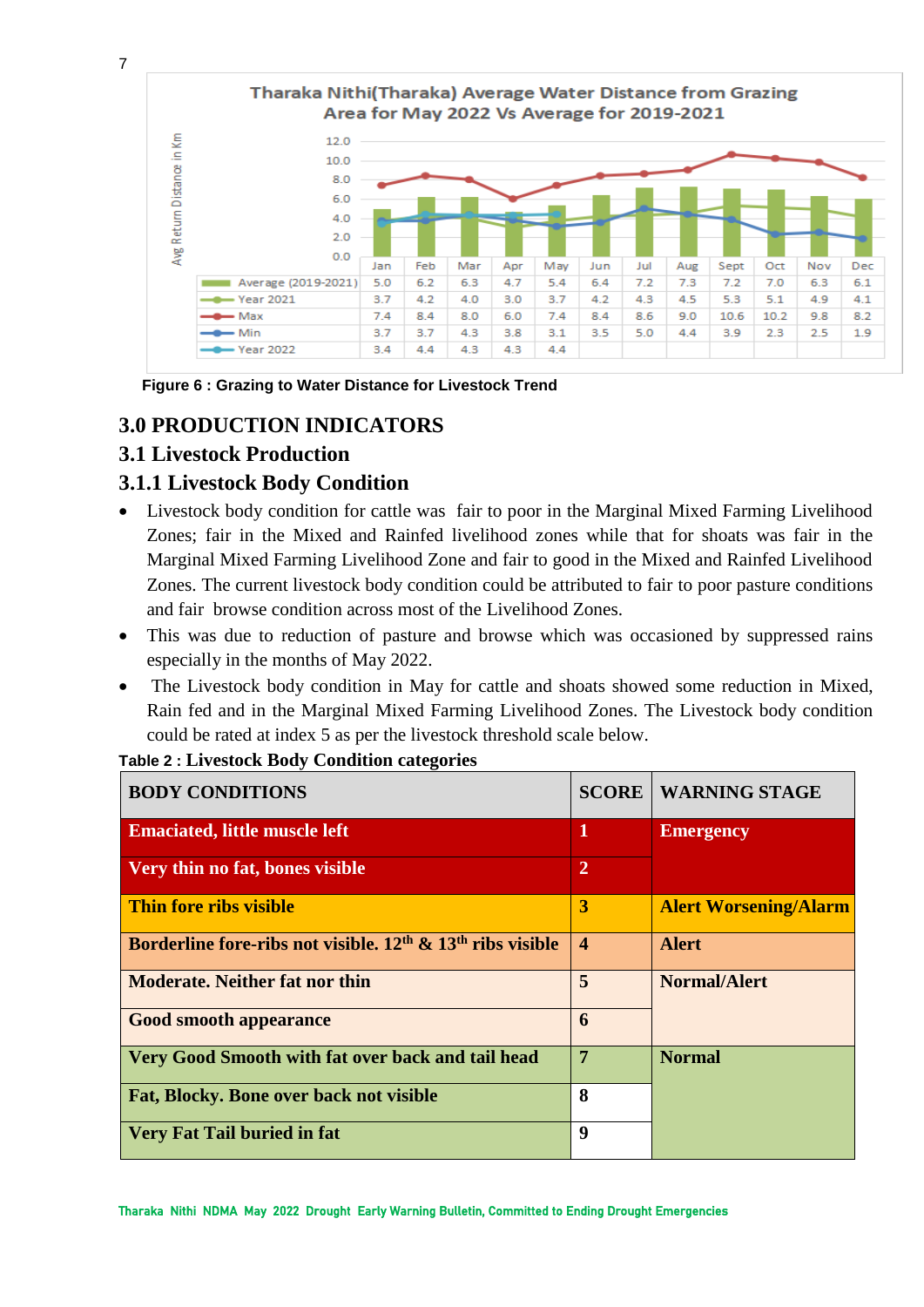**Tharaka Nithi(Tharaka) Average Water Distance from Grazing Area for May 2022 Vs Average for 2019-2021**

| | Jan | Feb | Mar | Apr | May | Jun | Jul | Aug | Sept | Oct | Nov | Dec |
|---|---|---|---|---|---|---|---|---|---|---|---|---|
| Average (2019-2021) | 5.0 | 6.2 | 6.3 | 4.7 | 5.4 | 6.4 | 7.2 | 7.3 | 7.2 | 7.0 | 6.3 | 6.1 |
| Year 2021 | 3.7 | 4.2 | 4.0 | 3.0 | 3.7 | 4.2 | 4.3 | 4.5 | 5.3 | 5.1 | 4.9 | 4.1 |
| Max | 7.4 | 8.4 | 8.0 | 6.0 | 7.4 | 8.4 | 8.6 | 9.0 | 10.6 | 10.2 | 9.8 | 8.2 |
| Min | 3.7 | 3.7 | 4.3 | 3.8 | 3.1 | 3.5 | 5.0 | 4.4 | 3.9 | 2.3 | 2.5 | 1.9 |
| Year 2022 | 3.4 | 4.4 | 4.3 | 4.3 | 4.4 | | | | | | | |

**Figure 6 : Grazing to Water Distance for Livestock Trend**

## 3.0 PRODUCTION INDICATORS

## 3.1 Livestock Production

### 3.1.1 Livestock Body Condition

- Livestock body condition for cattle was fair to poor in the Marginal Mixed Farming Livelihood Zones; fair in the Mixed and Rainfed livelihood zones while that for shoats was fair in the Marginal Mixed Farming Livelihood Zone and fair to good in the Mixed and Rainfed Livelihood Zones. The current livestock body condition could be attributed to fair to poor pasture conditions and fair browse condition across most of the Livelihood Zones.
- This was due to reduction of pasture and browse which was occasioned by suppressed rains especially in the months of May 2022.
- The Livestock body condition in May for cattle and shoats showed some reduction in Mixed, Rain fed and in the Marginal Mixed Farming Livelihood Zones. The Livestock body condition could be rated at index 5 as per the livestock threshold scale below.

**Table 2 : Livestock Body Condition categories**

| BODY CONDITIONS | SCORE | WARNING STAGE |
|---|---|---|
| Emaciated, little muscle left | 1 | Emergency |
| Very thin no fat, bones visible | 2 | |
| Thin fore ribs visible | 3 | Alert Worsening/Alarm |
| Borderline fore-ribs not visible. 12th & 13th ribs visible | 4 | Alert |
| Moderate. Neither fat nor thin | 5 | Normal/Alert |
| Good smooth appearance | 6 | |
| Very Good Smooth with fat over back and tail head | 7 | Normal |
| Fat, Blocky. Bone over back not visible | 8 | |
| Very Fat Tail buried in fat | 9 | |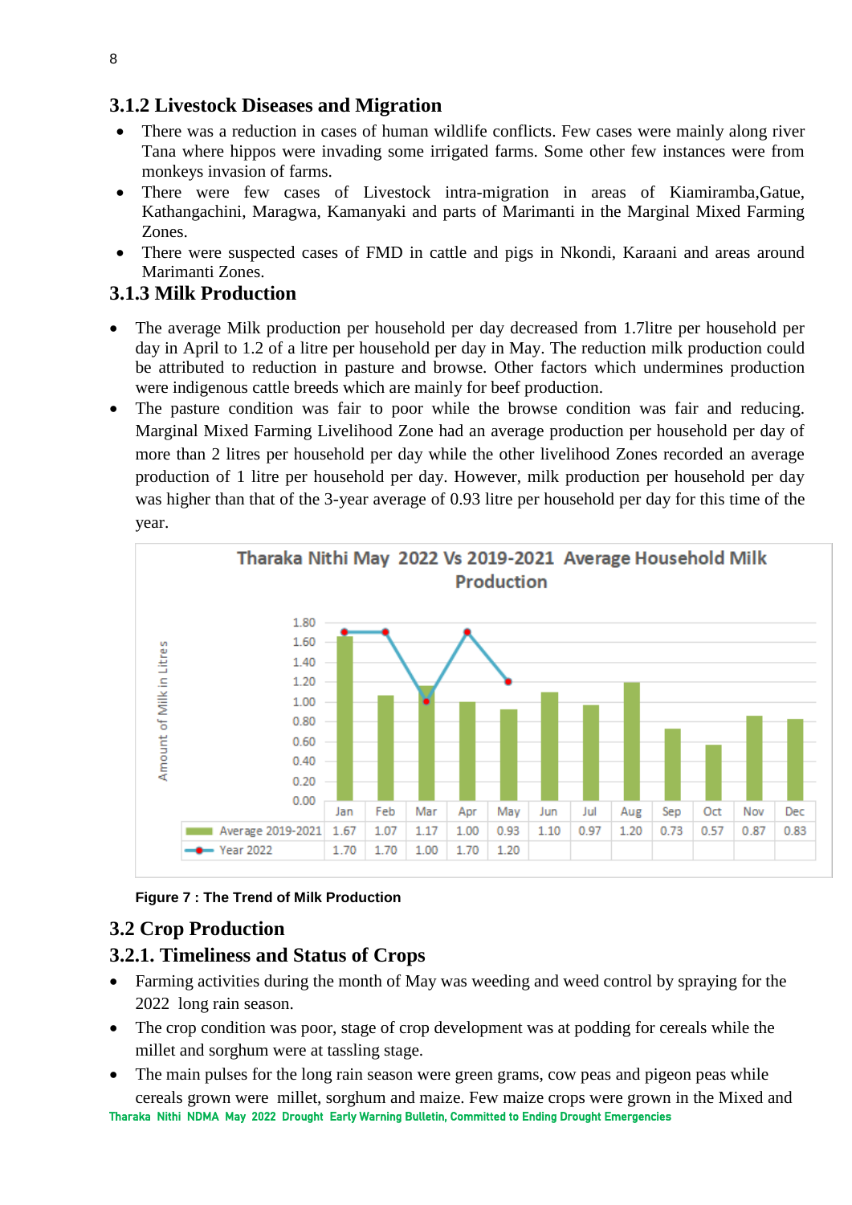### 3.1.2 Livestock Diseases and Migration

- There was a reduction in cases of human wildlife conflicts. Few cases were mainly along river Tana where hippos were invading some irrigated farms. Some other few instances were from monkeys invasion of farms.
- There were few cases of Livestock intra-migration in areas of Kiamiramba,Gatue, Kathangachini, Maragwa, Kamanyaki and parts of Marimanti in the Marginal Mixed Farming Zones.
- There were suspected cases of FMD in cattle and pigs in Nkondi, Karaani and areas around Marimanti Zones.

### 3.1.3 Milk Production

- The average Milk production per household per day decreased from 1.7litre per household per day in April to 1.2 of a litre per household per day in May. The reduction milk production could be attributed to reduction in pasture and browse. Other factors which undermines production were indigenous cattle breeds which are mainly for beef production.
- The pasture condition was fair to poor while the browse condition was fair and reducing. Marginal Mixed Farming Livelihood Zone had an average production per household per day of more than 2 litres per household per day while the other livelihood Zones recorded an average production of 1 litre per household per day. However, milk production per household per day was higher than that of the 3-year average of 0.93 litre per household per day for this time of the year.

**Tharaka Nithi May 2022 Vs 2019-2021 Average Household Milk Production**

| | Jan | Feb | Mar | Apr | May | Jun | Jul | Aug | Sep | Oct | Nov | Dec |
|---|---|---|---|---|---|---|---|---|---|---|---|---|
| Average 2019-2021 | 1.67 | 1.07 | 1.17 | 1.00 | 0.93 | 1.10 | 0.97 | 1.20 | 0.73 | 0.57 | 0.87 | 0.83 |
| Year 2022 | 1.70 | 1.70 | 1.00 | 1.70 | 1.20 | | | | | | | |

Figure 7 : The Trend of Milk Production

## 3.2 Crop Production

### 3.2.1. Timeliness and Status of Crops

- Farming activities during the month of May was weeding and weed control by spraying for the 2022 long rain season.
- The crop condition was poor, stage of crop development was at podding for cereals while the millet and sorghum were at tassling stage.
- The main pulses for the long rain season were green grams, cow peas and pigeon peas while cereals grown were millet, sorghum and maize. Few maize crops were grown in the Mixed and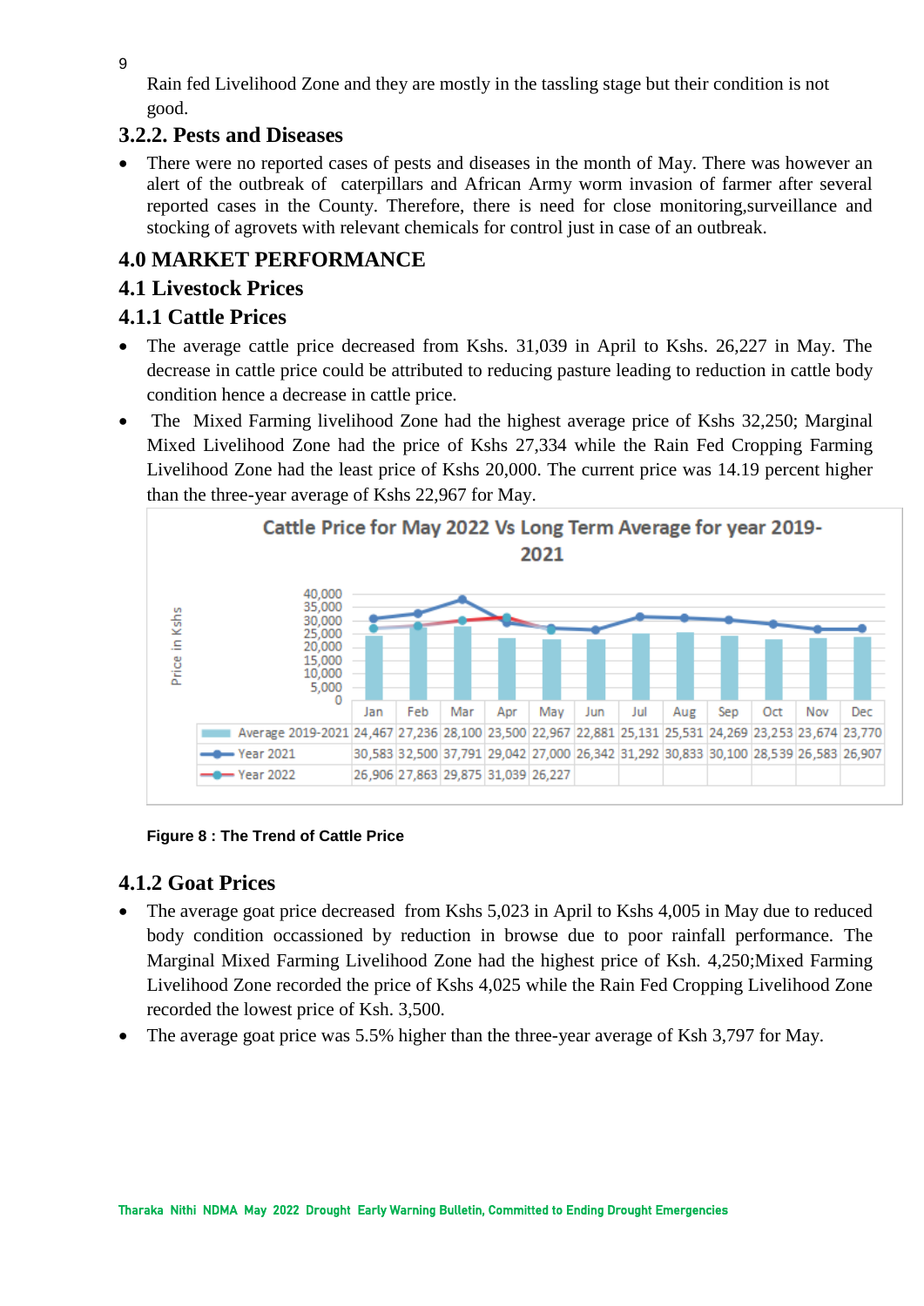Rain fed Livelihood Zone and they are mostly in the tassling stage but their condition is not good.

### 3.2.2. Pests and Diseases

- There were no reported cases of pests and diseases in the month of May. There was however an alert of the outbreak of caterpillars and African Army worm invasion of farmer after several reported cases in the County. Therefore, there is need for close monitoring,surveillance and stocking of agrovets with relevant chemicals for control just in case of an outbreak.

# 4.0 MARKET PERFORMANCE

## 4.1 Livestock Prices

### 4.1.1 Cattle Prices

- The average cattle price decreased from Kshs. 31,039 in April to Kshs. 26,227 in May. The decrease in cattle price could be attributed to reducing pasture leading to reduction in cattle body condition hence a decrease in cattle price.
- The Mixed Farming livelihood Zone had the highest average price of Kshs 32,250; Marginal Mixed Livelihood Zone had the price of Kshs 27,334 while the Rain Fed Cropping Farming Livelihood Zone had the least price of Kshs 20,000. The current price was 14.19 percent higher than the three-year average of Kshs 22,967 for May.

**Cattle Price for May 2022 Vs Long Term Average for year 2019-2021**

| | Jan | Feb | Mar | Apr | May | Jun | Jul | Aug | Sep | Oct | Nov | Dec |
|---|---|---|---|---|---|---|---|---|---|---|---|---|
| Average 2019-2021 | 24,467 | 27,236 | 28,100 | 23,500 | 22,967 | 22,881 | 25,131 | 25,531 | 24,269 | 23,253 | 23,674 | 23,770 |
| Year 2021 | 30,583 | 32,500 | 37,791 | 29,042 | 27,000 | 26,342 | 31,292 | 30,833 | 30,100 | 28,539 | 26,583 | 26,907 |
| Year 2022 | 26,906 | 27,863 | 29,875 | 31,039 | 26,227 | | | | | | | |

**Figure 8 : The Trend of Cattle Price**

### 4.1.2 Goat Prices

- The average goat price decreased from Kshs 5,023 in April to Kshs 4,005 in May due to reduced body condition occassioned by reduction in browse due to poor rainfall performance. The Marginal Mixed Farming Livelihood Zone had the highest price of Ksh. 4,250;Mixed Farming Livelihood Zone recorded the price of Kshs 4,025 while the Rain Fed Cropping Livelihood Zone recorded the lowest price of Ksh. 3,500.
- The average goat price was 5.5% higher than the three-year average of Ksh 3,797 for May.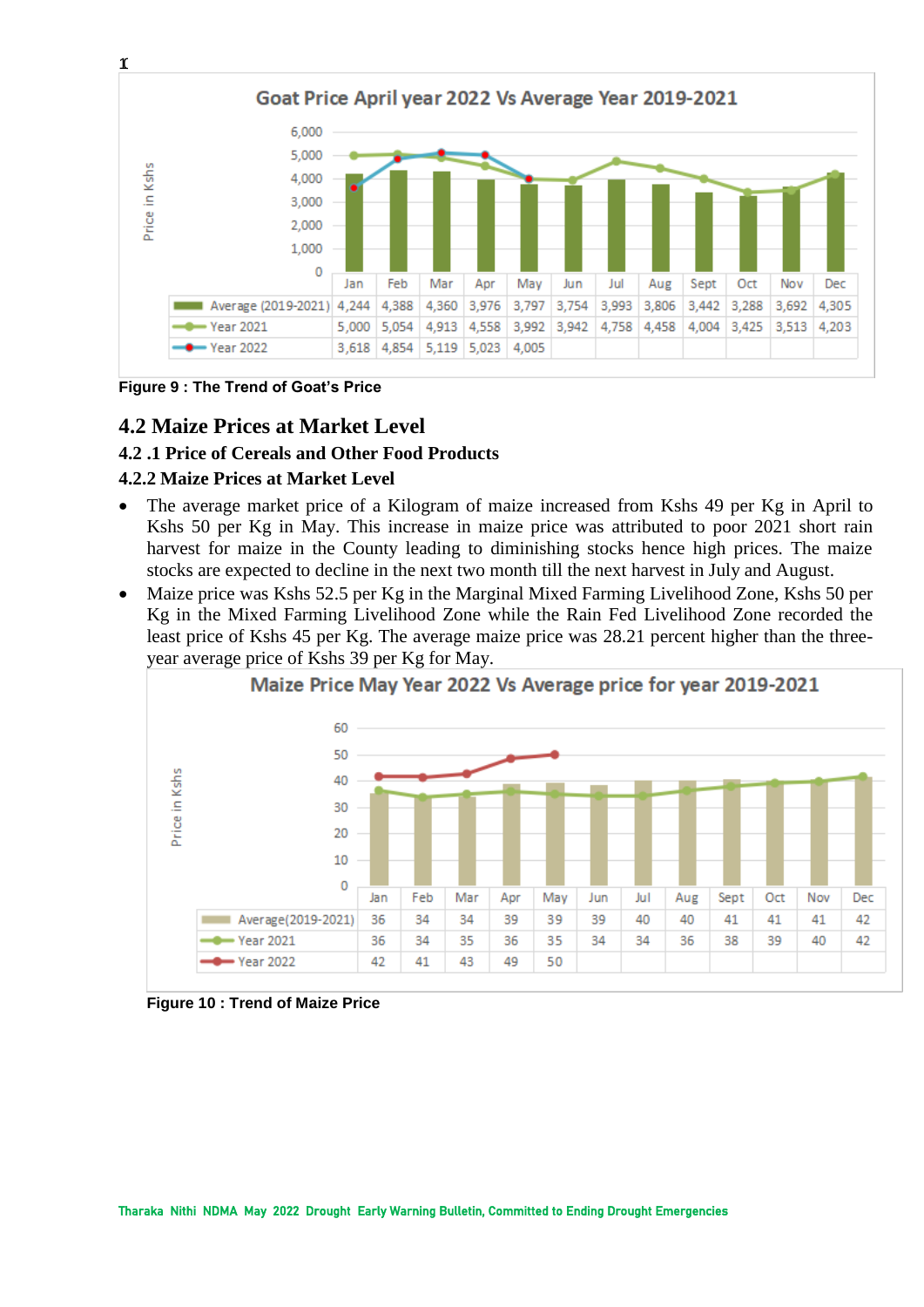**Goat Price April year 2022 Vs Average Year 2019-2021**

| | Jan | Feb | Mar | Apr | May | Jun | Jul | Aug | Sept | Oct | Nov | Dec |
|---|---|---|---|---|---|---|---|---|---|---|---|---|
| Average (2019-2021) | 4,244 | 4,388 | 4,360 | 3,976 | 3,797 | 3,754 | 3,993 | 3,806 | 3,442 | 3,288 | 3,692 | 4,305 |
| Year 2021 | 5,000 | 5,054 | 4,913 | 4,558 | 3,992 | 3,942 | 4,758 | 4,458 | 4,004 | 3,425 | 3,513 | 4,203 |
| Year 2022 | 3,618 | 4,854 | 5,119 | 5,023 | 4,005 | | | | | | | |

**Figure 9 : The Trend of Goat's Price**

## 4.2 Maize Prices at Market Level

### 4.2 .1 Price of Cereals and Other Food Products

### 4.2.2 Maize Prices at Market Level

- The average market price of a Kilogram of maize increased from Kshs 49 per Kg in April to Kshs 50 per Kg in May. This increase in maize price was attributed to poor 2021 short rain harvest for maize in the County leading to diminishing stocks hence high prices. The maize stocks are expected to decline in the next two month till the next harvest in July and August.
- Maize price was Kshs 52.5 per Kg in the Marginal Mixed Farming Livelihood Zone, Kshs 50 per Kg in the Mixed Farming Livelihood Zone while the Rain Fed Livelihood Zone recorded the least price of Kshs 45 per Kg. The average maize price was 28.21 percent higher than the three-year average price of Kshs 39 per Kg for May.

**Maize Price May Year 2022 Vs Average price for year 2019-2021**

| | Jan | Feb | Mar | Apr | May | Jun | Jul | Aug | Sept | Oct | Nov | Dec |
|---|---|---|---|---|---|---|---|---|---|---|---|---|
| Average(2019-2021) | 36 | 34 | 34 | 39 | 39 | 39 | 40 | 40 | 41 | 41 | 41 | 42 |
| Year 2021 | 36 | 34 | 35 | 36 | 35 | 34 | 34 | 36 | 38 | 39 | 40 | 42 |
| Year 2022 | 42 | 41 | 43 | 49 | 50 | | | | | | | |

**Figure 10 : Trend of Maize Price**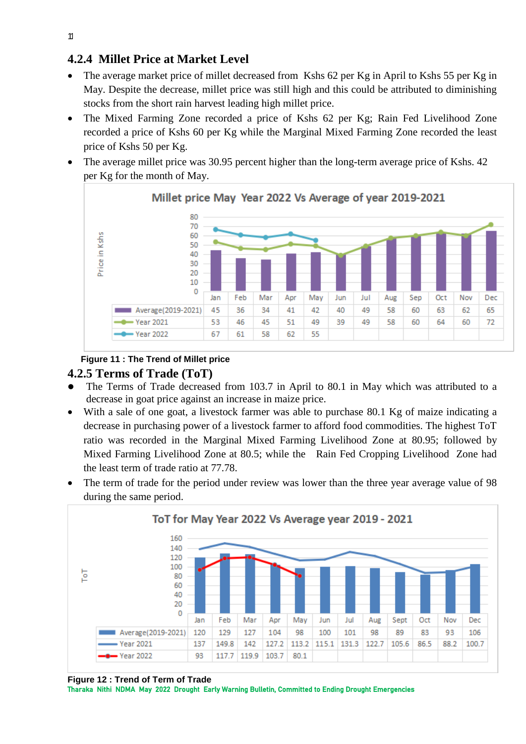### 4.2.4 Millet Price at Market Level

- The average market price of millet decreased from Kshs 62 per Kg in April to Kshs 55 per Kg in May. Despite the decrease, millet price was still high and this could be attributed to diminishing stocks from the short rain harvest leading high millet price.
- The Mixed Farming Zone recorded a price of Kshs 62 per Kg; Rain Fed Livelihood Zone recorded a price of Kshs 60 per Kg while the Marginal Mixed Farming Zone recorded the least price of Kshs 50 per Kg.
- The average millet price was 30.95 percent higher than the long-term average price of Kshs. 42 per Kg for the month of May.

**Millet price May Year 2022 Vs Average of year 2019-2021**

| | Jan | Feb | Mar | Apr | May | Jun | Jul | Aug | Sep | Oct | Nov | Dec |
|---|---|---|---|---|---|---|---|---|---|---|---|---|
| Average(2019-2021) | 45 | 36 | 34 | 41 | 42 | 40 | 49 | 58 | 60 | 63 | 62 | 65 |
| Year 2021 | 53 | 46 | 45 | 51 | 49 | 39 | 49 | 58 | 60 | 64 | 60 | 72 |
| Year 2022 | 67 | 61 | 58 | 62 | 55 | | | | | | | |

**Figure 11 : The Trend of Millet price**

### 4.2.5 Terms of Trade (ToT)

- The Terms of Trade decreased from 103.7 in April to 80.1 in May which was attributed to a decrease in goat price against an increase in maize price.
- With a sale of one goat, a livestock farmer was able to purchase 80.1 Kg of maize indicating a decrease in purchasing power of a livestock farmer to afford food commodities. The highest ToT ratio was recorded in the Marginal Mixed Farming Livelihood Zone at 80.95; followed by Mixed Farming Livelihood Zone at 80.5; while the Rain Fed Cropping Livelihood Zone had the least term of trade ratio at 77.78.
- The term of trade for the period under review was lower than the three year average value of 98 during the same period.

**ToT for May Year 2022 Vs Average year 2019 - 2021**

| | Jan | Feb | Mar | Apr | May | Jun | Jul | Aug | Sept | Oct | Nov | Dec |
|---|---|---|---|---|---|---|---|---|---|---|---|---|
| Average(2019-2021) | 120 | 129 | 127 | 104 | 98 | 100 | 101 | 98 | 89 | 83 | 93 | 106 |
| Year 2021 | 137 | 149.8 | 142 | 127.2 | 113.2 | 115.1 | 131.3 | 122.7 | 105.6 | 86.5 | 88.2 | 100.7 |
| Year 2022 | 93 | 117.7 | 119.9 | 103.7 | 80.1 | | | | | | | |

**Figure 12 : Trend of Term of Trade**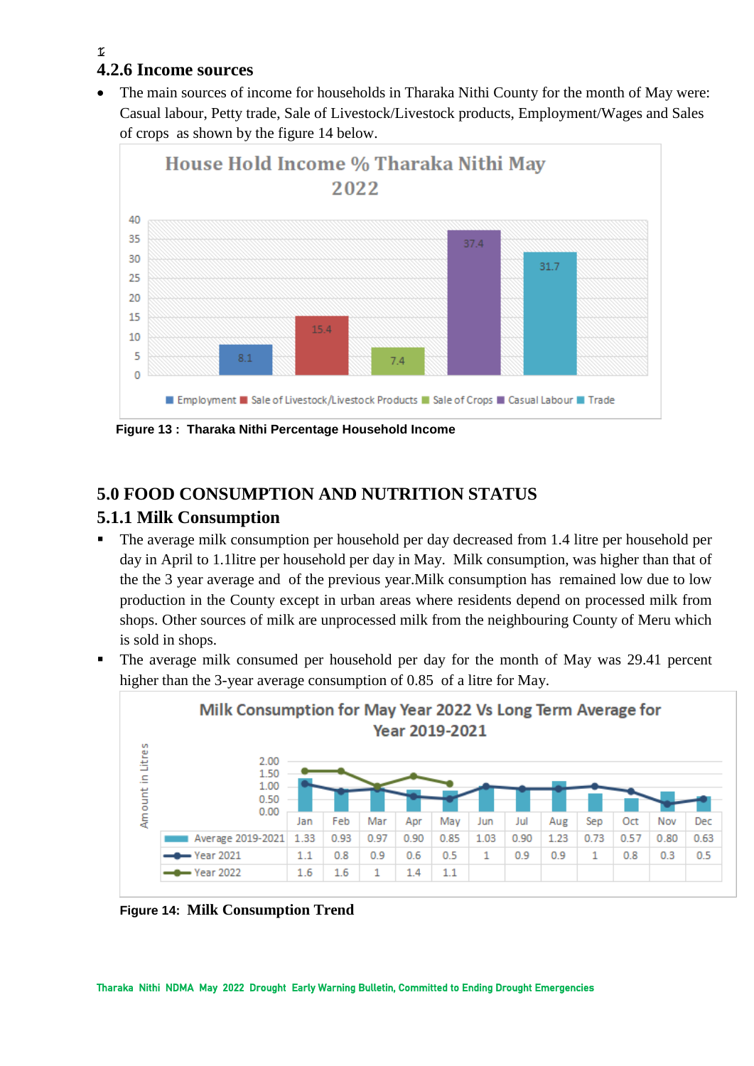### 4.2.6 Income sources

- The main sources of income for households in Tharaka Nithi County for the month of May were: Casual labour, Petty trade, Sale of Livestock/Livestock products, Employment/Wages and Sales of crops as shown by the figure 14 below.

**House Hold Income % Tharaka Nithi May 2022**

| Employment | Sale of Livestock/Livestock Products | Sale of Crops | Casual Labour | Trade |
|---|---|---|---|---|
| 8.1 | 15.4 | 7.4 | 37.4 | 31.7 |

**Figure 13 : Tharaka Nithi Percentage Household Income**

## 5.0 FOOD CONSUMPTION AND NUTRITION STATUS

### 5.1.1 Milk Consumption

- The average milk consumption per household per day decreased from 1.4 litre per household per day in April to 1.1litre per household per day in May. Milk consumption, was higher than that of the the 3 year average and of the previous year.Milk consumption has remained low due to low production in the County except in urban areas where residents depend on processed milk from shops. Other sources of milk are unprocessed milk from the neighbouring County of Meru which is sold in shops.
- The average milk consumed per household per day for the month of May was 29.41 percent higher than the 3-year average consumption of 0.85 of a litre for May.

**Milk Consumption for May Year 2022 Vs Long Term Average for Year 2019-2021**

|  | Jan | Feb | Mar | Apr | May | Jun | Jul | Aug | Sep | Oct | Nov | Dec |
|---|---|---|---|---|---|---|---|---|---|---|---|---|
| Average 2019-2021 | 1.33 | 0.93 | 0.97 | 0.90 | 0.85 | 1.03 | 0.90 | 1.23 | 0.73 | 0.57 | 0.80 | 0.63 |
| Year 2021 | 1.1 | 0.8 | 0.9 | 0.6 | 0.5 | 1 | 0.9 | 0.9 | 1 | 0.8 | 0.3 | 0.5 |
| Year 2022 | 1.6 | 1.6 | 1 | 1.4 | 1.1 | | | | | | | |

**Figure 14: Milk Consumption Trend**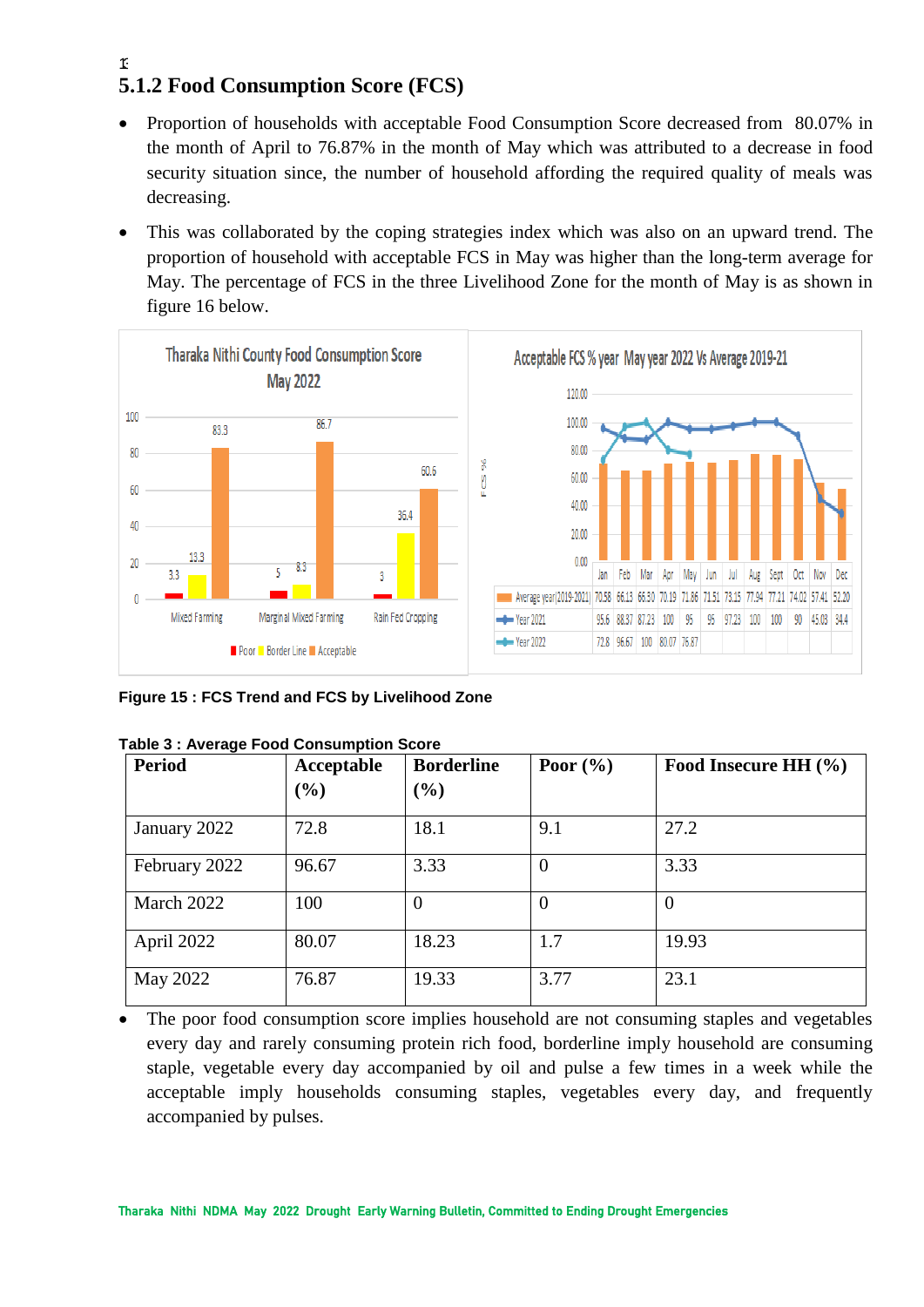### 5.1.2 Food Consumption Score (FCS)

- Proportion of households with acceptable Food Consumption Score decreased from 80.07% in the month of April to 76.87% in the month of May which was attributed to a decrease in food security situation since, the number of household affording the required quality of meals was decreasing.
- This was collaborated by the coping strategies index which was also on an upward trend. The proportion of household with acceptable FCS in May was higher than the long-term average for May. The percentage of FCS in the three Livelihood Zone for the month of May is as shown in figure 16 below.

**Figure 15 : FCS Trend and FCS by Livelihood Zone**

**Table 3 : Average Food Consumption Score**

| Period | Acceptable (%) | Borderline (%) | Poor (%) | Food Insecure HH (%) |
|---|---|---|---|---|
| January 2022 | 72.8 | 18.1 | 9.1 | 27.2 |
| February 2022 | 96.67 | 3.33 | 0 | 3.33 |
| March 2022 | 100 | 0 | 0 | 0 |
| April 2022 | 80.07 | 18.23 | 1.7 | 19.93 |
| May 2022 | 76.87 | 19.33 | 3.77 | 23.1 |

- The poor food consumption score implies household are not consuming staples and vegetables every day and rarely consuming protein rich food, borderline imply household are consuming staple, vegetable every day accompanied by oil and pulse a few times in a week while the acceptable imply households consuming staples, vegetables every day, and frequently accompanied by pulses.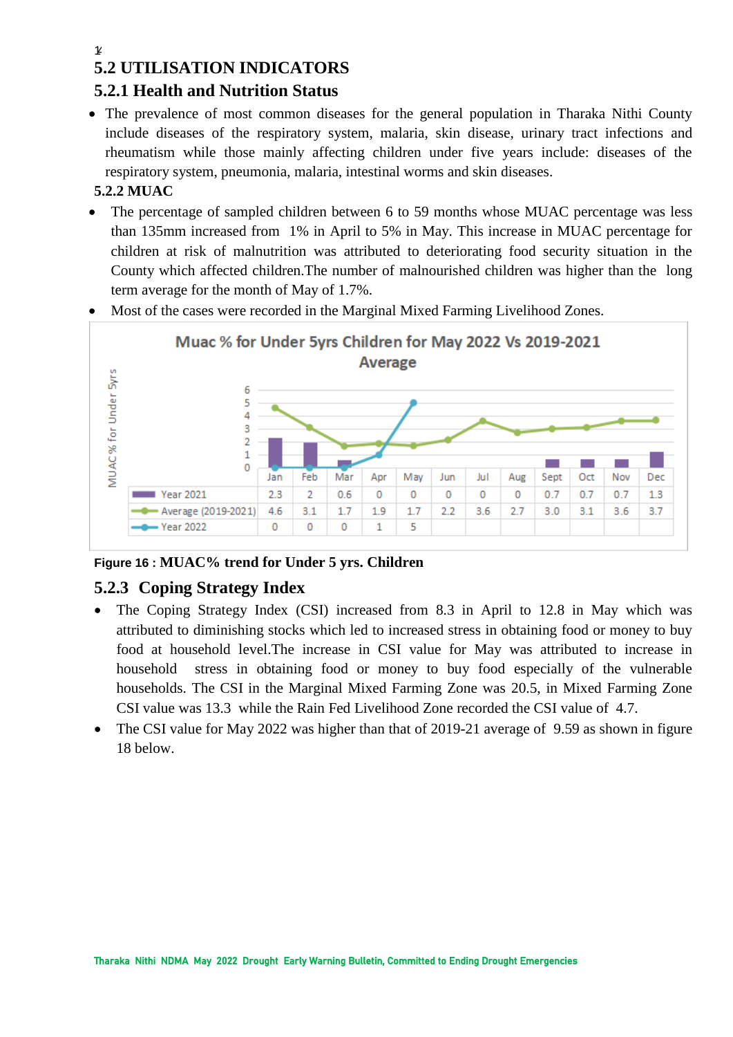## 5.2 UTILISATION INDICATORS

### 5.2.1 Health and Nutrition Status

- The prevalence of most common diseases for the general population in Tharaka Nithi County include diseases of the respiratory system, malaria, skin disease, urinary tract infections and rheumatism while those mainly affecting children under five years include: diseases of the respiratory system, pneumonia, malaria, intestinal worms and skin diseases.

### 5.2.2 MUAC

- The percentage of sampled children between 6 to 59 months whose MUAC percentage was less than 135mm increased from 1% in April to 5% in May. This increase in MUAC percentage for children at risk of malnutrition was attributed to deteriorating food security situation in the County which affected children.The number of malnourished children was higher than the long term average for the month of May of 1.7%.
- Most of the cases were recorded in the Marginal Mixed Farming Livelihood Zones.

**Muac % for Under 5yrs Children for May 2022 Vs 2019-2021 Average**

| | Jan | Feb | Mar | Apr | May | Jun | Jul | Aug | Sept | Oct | Nov | Dec |
|---|---|---|---|---|---|---|---|---|---|---|---|---|
| Year 2021 | 2.3 | 2 | 0.6 | 0 | 0 | 0 | 0 | 0 | 0.7 | 0.7 | 0.7 | 1.3 |
| Average (2019-2021) | 4.6 | 3.1 | 1.7 | 1.9 | 1.7 | 2.2 | 3.6 | 2.7 | 3.0 | 3.1 | 3.6 | 3.7 |
| Year 2022 | 0 | 0 | 0 | 1 | 5 | | | | | | | |

**Figure 16 : MUAC% trend for Under 5 yrs. Children**

### 5.2.3 Coping Strategy Index

- The Coping Strategy Index (CSI) increased from 8.3 in April to 12.8 in May which was attributed to diminishing stocks which led to increased stress in obtaining food or money to buy food at household level.The increase in CSI value for May was attributed to increase in household stress in obtaining food or money to buy food especially of the vulnerable households. The CSI in the Marginal Mixed Farming Zone was 20.5, in Mixed Farming Zone CSI value was 13.3 while the Rain Fed Livelihood Zone recorded the CSI value of 4.7.
- The CSI value for May 2022 was higher than that of 2019-21 average of 9.59 as shown in figure 18 below.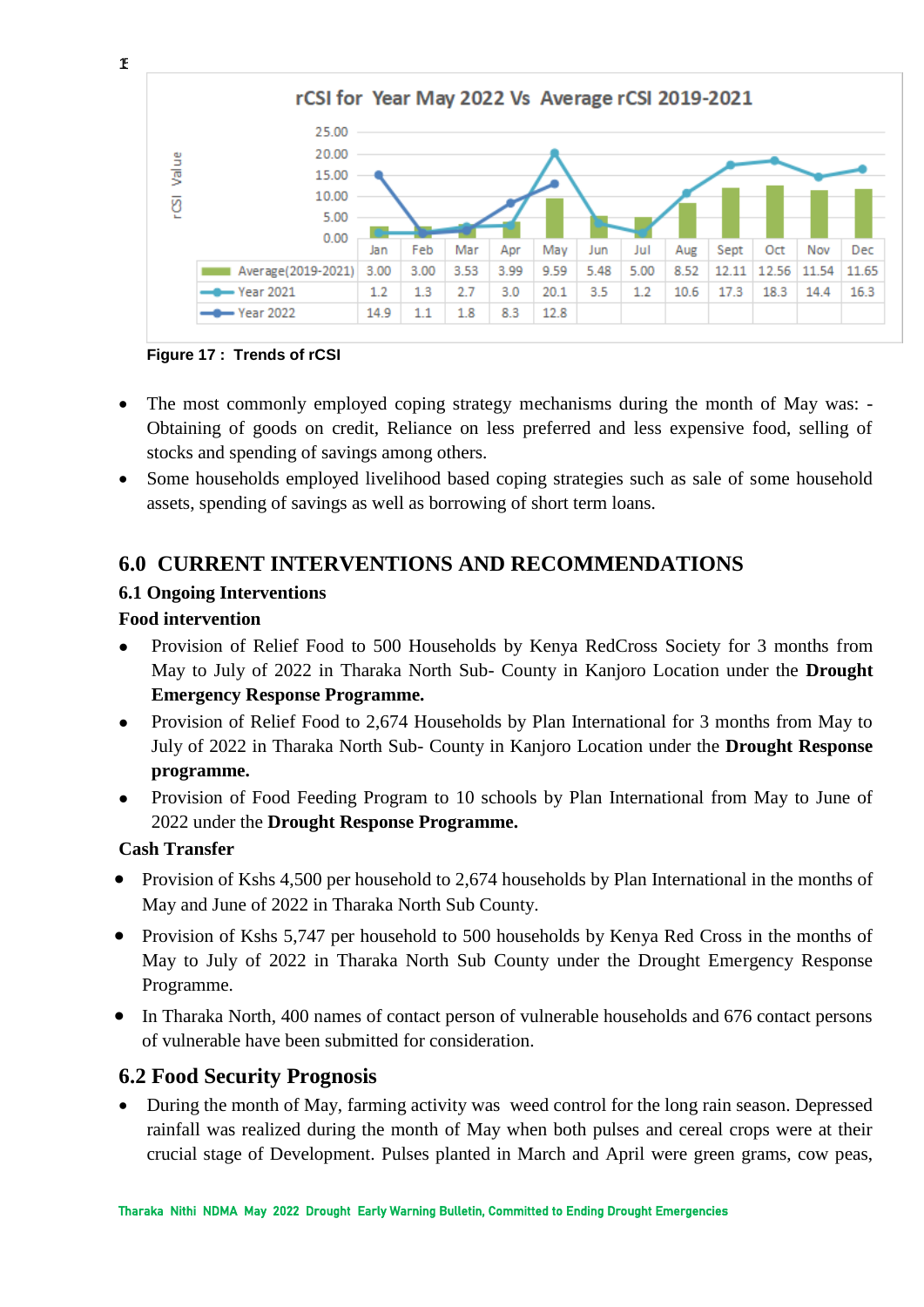**rCSI for Year May 2022 Vs Average rCSI 2019-2021**

| | Jan | Feb | Mar | Apr | May | Jun | Jul | Aug | Sept | Oct | Nov | Dec |
|---|---|---|---|---|---|---|---|---|---|---|---|---|
| Average(2019-2021) | 3.00 | 3.00 | 3.53 | 3.99 | 9.59 | 5.48 | 5.00 | 8.52 | 12.11 | 12.56 | 11.54 | 11.65 |
| Year 2021 | 1.2 | 1.3 | 2.7 | 3.0 | 20.1 | 3.5 | 1.2 | 10.6 | 17.3 | 18.3 | 14.4 | 16.3 |
| Year 2022 | 14.9 | 1.1 | 1.8 | 8.3 | 12.8 | | | | | | | |

**Figure 17 : Trends of rCSI**

- The most commonly employed coping strategy mechanisms during the month of May was: - Obtaining of goods on credit, Reliance on less preferred and less expensive food, selling of stocks and spending of savings among others.
- Some households employed livelihood based coping strategies such as sale of some household assets, spending of savings as well as borrowing of short term loans.

## 6.0 CURRENT INTERVENTIONS AND RECOMMENDATIONS

### 6.1 Ongoing Interventions

**Food intervention**

- Provision of Relief Food to 500 Households by Kenya RedCross Society for 3 months from May to July of 2022 in Tharaka North Sub- County in Kanjoro Location under the **Drought Emergency Response Programme.**
- Provision of Relief Food to 2,674 Households by Plan International for 3 months from May to July of 2022 in Tharaka North Sub- County in Kanjoro Location under the **Drought Response programme.**
- Provision of Food Feeding Program to 10 schools by Plan International from May to June of 2022 under the **Drought Response Programme.**

**Cash Transfer**

- Provision of Kshs 4,500 per household to 2,674 households by Plan International in the months of May and June of 2022 in Tharaka North Sub County.
- Provision of Kshs 5,747 per household to 500 households by Kenya Red Cross in the months of May to July of 2022 in Tharaka North Sub County under the Drought Emergency Response Programme.
- In Tharaka North, 400 names of contact person of vulnerable households and 676 contact persons of vulnerable have been submitted for consideration.

### 6.2 Food Security Prognosis

- During the month of May, farming activity was weed control for the long rain season. Depressed rainfall was realized during the month of May when both pulses and cereal crops were at their crucial stage of Development. Pulses planted in March and April were green grams, cow peas,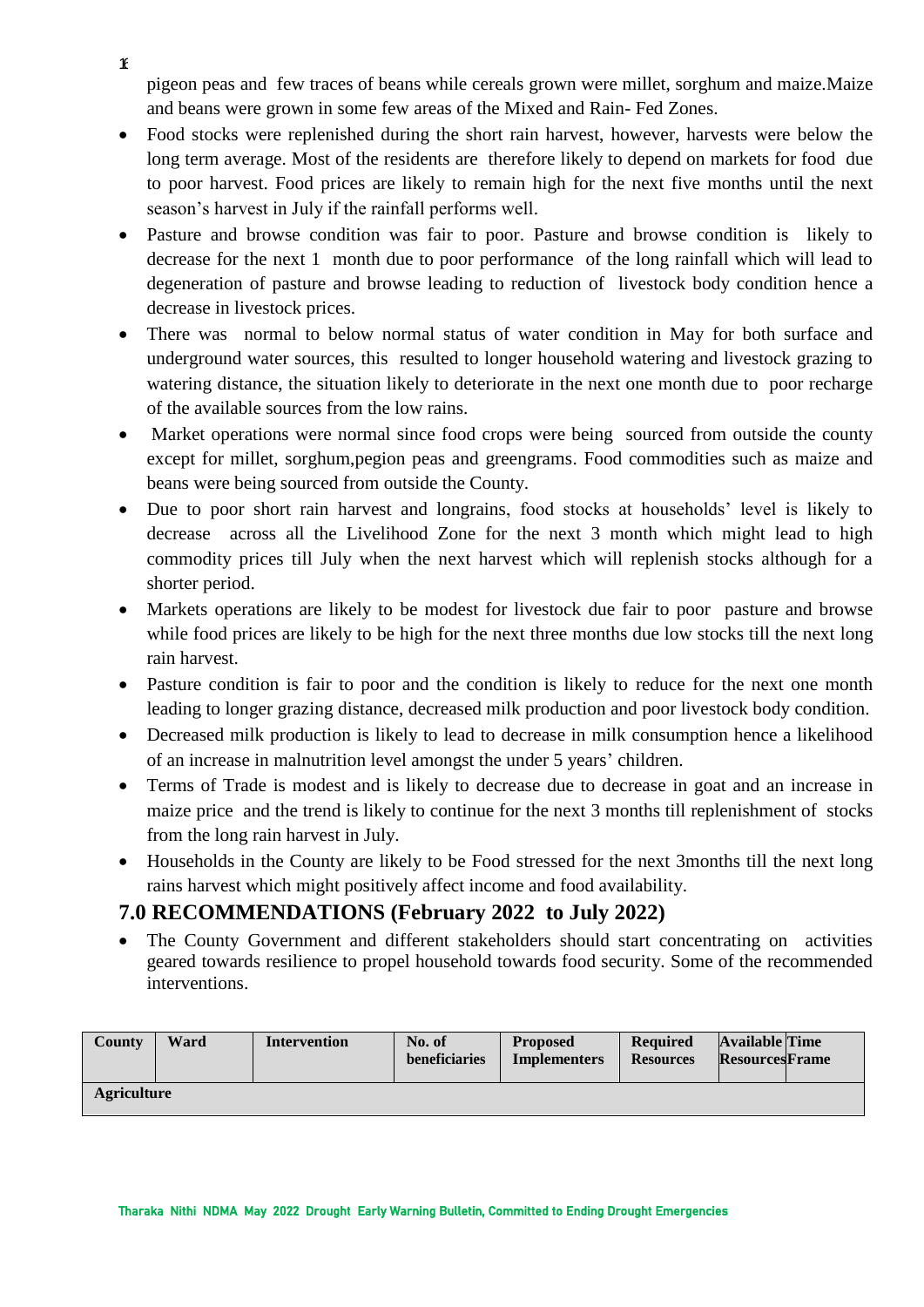pigeon peas and few traces of beans while cereals grown were millet, sorghum and maize.Maize and beans were grown in some few areas of the Mixed and Rain- Fed Zones.

- Food stocks were replenished during the short rain harvest, however, harvests were below the long term average. Most of the residents are therefore likely to depend on markets for food due to poor harvest. Food prices are likely to remain high for the next five months until the next season's harvest in July if the rainfall performs well.
- Pasture and browse condition was fair to poor. Pasture and browse condition is likely to decrease for the next 1 month due to poor performance of the long rainfall which will lead to degeneration of pasture and browse leading to reduction of livestock body condition hence a decrease in livestock prices.
- There was normal to below normal status of water condition in May for both surface and underground water sources, this resulted to longer household watering and livestock grazing to watering distance, the situation likely to deteriorate in the next one month due to poor recharge of the available sources from the low rains.
- Market operations were normal since food crops were being sourced from outside the county except for millet, sorghum,pegion peas and greengrams. Food commodities such as maize and beans were being sourced from outside the County.
- Due to poor short rain harvest and longrains, food stocks at households' level is likely to decrease across all the Livelihood Zone for the next 3 month which might lead to high commodity prices till July when the next harvest which will replenish stocks although for a shorter period.
- Markets operations are likely to be modest for livestock due fair to poor pasture and browse while food prices are likely to be high for the next three months due low stocks till the next long rain harvest.
- Pasture condition is fair to poor and the condition is likely to reduce for the next one month leading to longer grazing distance, decreased milk production and poor livestock body condition.
- Decreased milk production is likely to lead to decrease in milk consumption hence a likelihood of an increase in malnutrition level amongst the under 5 years' children.
- Terms of Trade is modest and is likely to decrease due to decrease in goat and an increase in maize price and the trend is likely to continue for the next 3 months till replenishment of stocks from the long rain harvest in July.
- Households in the County are likely to be Food stressed for the next 3months till the next long rains harvest which might positively affect income and food availability.

## 7.0 RECOMMENDATIONS (February 2022 to July 2022)

- The County Government and different stakeholders should start concentrating on activities geared towards resilience to propel household towards food security. Some of the recommended interventions.

| County | Ward | Intervention | No. of beneficiaries | Proposed Implementers | Required Resources | Available Resources | Time Frame |
|---|---|---|---|---|---|---|---|
| **Agriculture** | | | | | | | |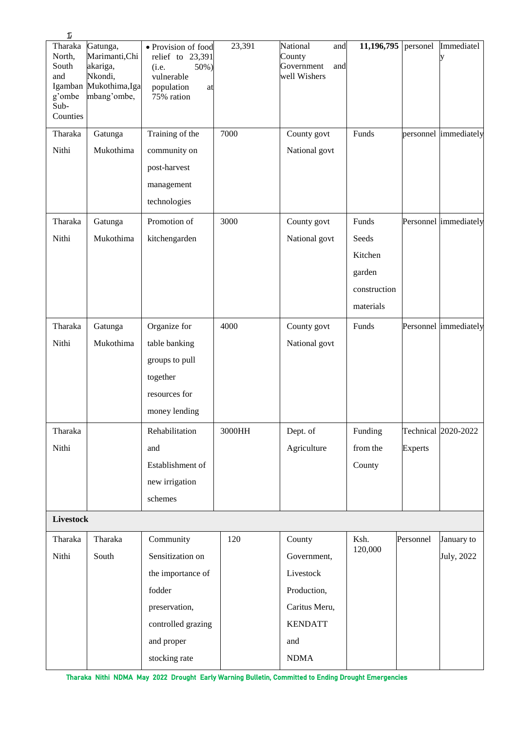| Tharaka North, South and Igambang'ombe Sub-Counties | Gatunga, Marimanti,Chiakariga, Nkondi, Mukothima,Igambang'ombe, | • Provision of food relief to 23,391 (i.e. 50%) vulnerable population at 75% ration | 23,391 | National and County Government and well Wishers | **11,196,795** | personel | Immediately |
|---|---|---|---|---|---|---|---|
| Tharaka Nithi | Gatunga Mukothima | Training of the community on post-harvest management technologies | 7000 | County govt National govt | Funds | personnel | immediately |
| Tharaka Nithi | Gatunga Mukothima | Promotion of kitchengarden | 3000 | County govt National govt | Funds Seeds Kitchen garden construction materials | Personnel | immediately |
| Tharaka Nithi | Gatunga Mukothima | Organize for table banking groups to pull together resources for money lending | 4000 | County govt National govt | Funds | Personnel | immediately |
| Tharaka Nithi | | Rehabilitation and Establishment of new irrigation schemes | 3000HH | Dept. of Agriculture | Funding from the County | Technical Experts | 2020-2022 |
| **Livestock** | | | | | | | |
| Tharaka Nithi | Tharaka South | Community Sensitization on the importance of fodder preservation, controlled grazing and proper stocking rate | 120 | County Government, Livestock Production, Caritus Meru, KENDATT and NDMA | Ksh. 120,000 | Personnel | January to July, 2022 |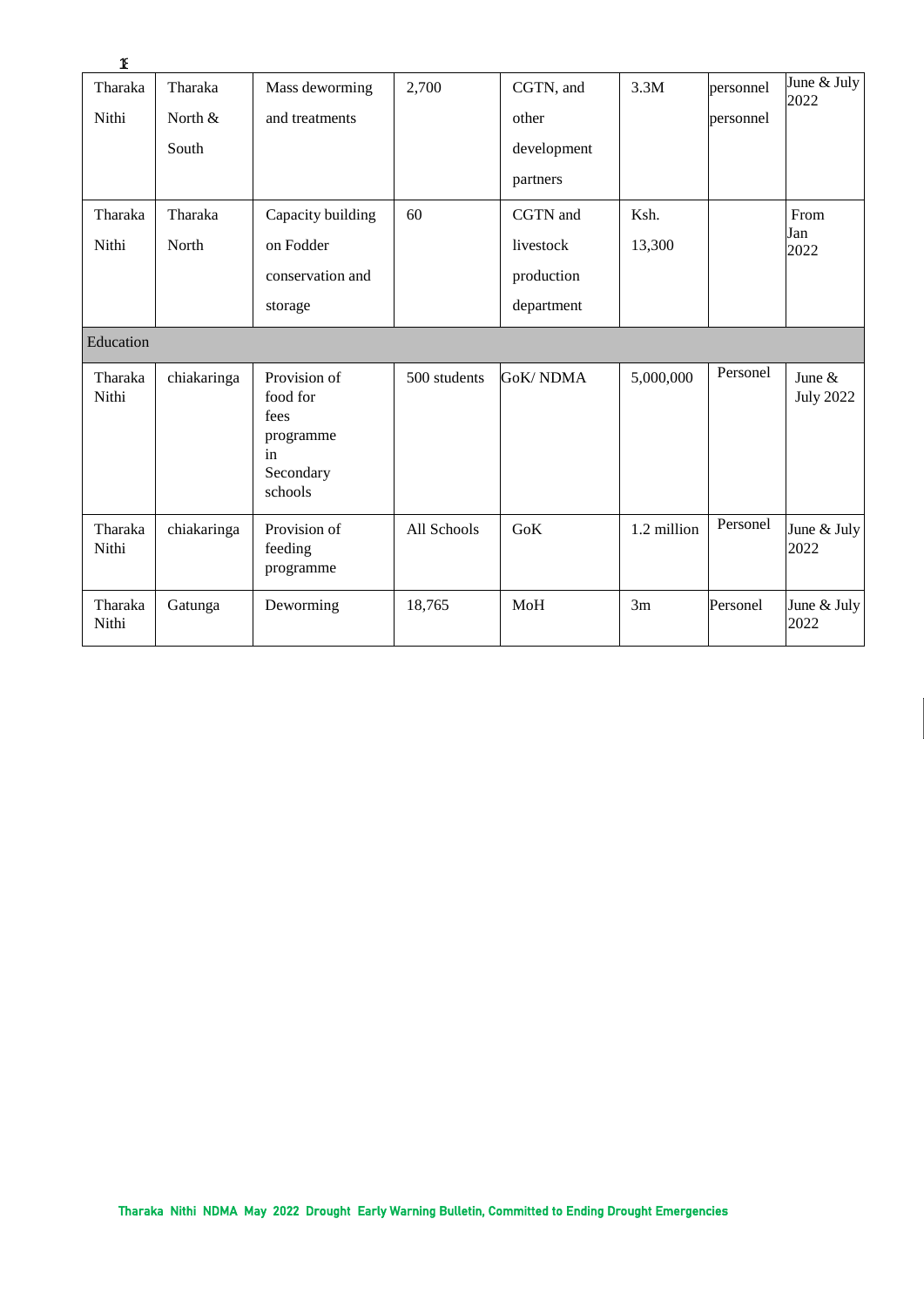| | | | | | | | |
|---|---|---|---|---|---|---|---|
| Tharaka Nithi | Tharaka North & South | Mass deworming and treatments | 2,700 | CGTN, and other development partners | 3.3M | personnel personnel | June & July 2022 |
| Tharaka Nithi | Tharaka North | Capacity building on Fodder conservation and storage | 60 | CGTN and livestock production department | Ksh. 13,300 | | From Jan 2022 |
| Education | | | | | | | |
| Tharaka Nithi | chiakaringa | Provision of food for fees programme in Secondary schools | 500 students | GoK/ NDMA | 5,000,000 | Personel | June & July 2022 |
| Tharaka Nithi | chiakaringa | Provision of feeding programme | All Schools | GoK | 1.2 million | Personel | June & July 2022 |
| Tharaka Nithi | Gatunga | Deworming | 18,765 | MoH | 3m | Personel | June & July 2022 |